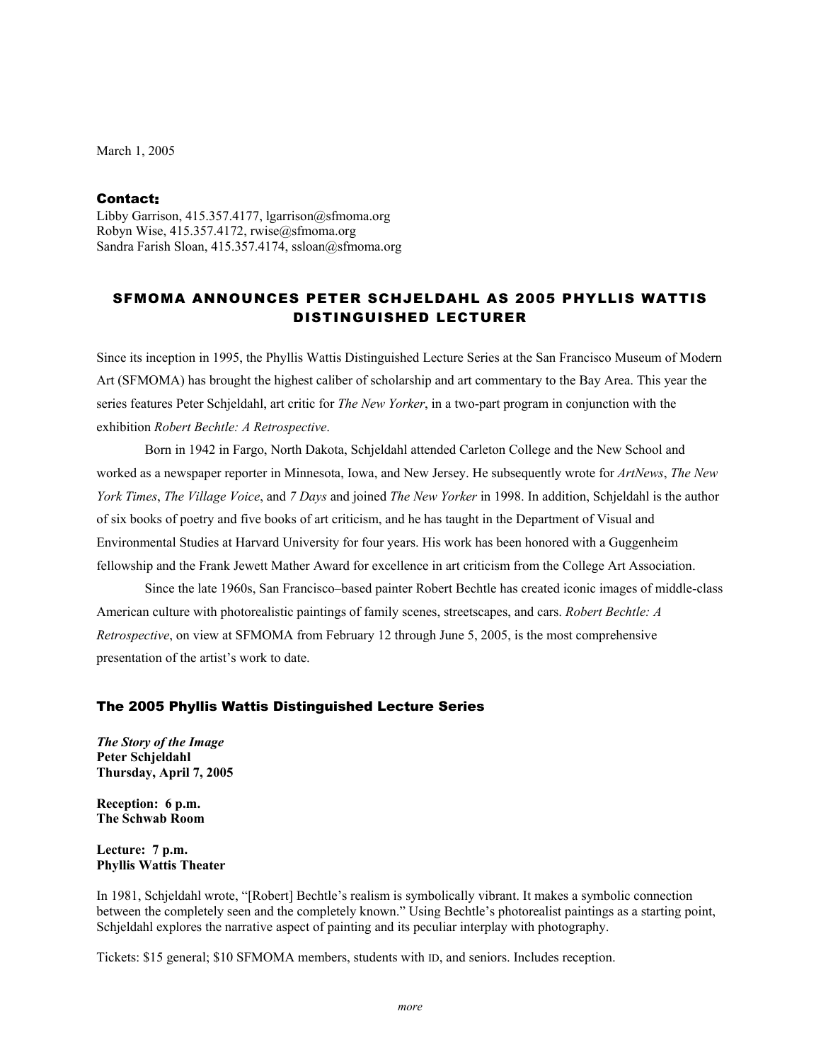March 1, 2005

**Contact:**
Libby Garrison, 415.357.4177, lgarrison@sfmoma.org
Robyn Wise, 415.357.4172, rwise@sfmoma.org
Sandra Farish Sloan, 415.357.4174, ssloan@sfmoma.org

# SFMOMA ANNOUNCES PETER SCHJELDAHL AS 2005 PHYLLIS WATTIS DISTINGUISHED LECTURER

Since its inception in 1995, the Phyllis Wattis Distinguished Lecture Series at the San Francisco Museum of Modern Art (SFMOMA) has brought the highest caliber of scholarship and art commentary to the Bay Area. This year the series features Peter Schjeldahl, art critic for *The New Yorker*, in a two-part program in conjunction with the exhibition *Robert Bechtle: A Retrospective*.

Born in 1942 in Fargo, North Dakota, Schjeldahl attended Carleton College and the New School and worked as a newspaper reporter in Minnesota, Iowa, and New Jersey. He subsequently wrote for *ArtNews*, *The New York Times*, *The Village Voice*, and *7 Days* and joined *The New Yorker* in 1998. In addition, Schjeldahl is the author of six books of poetry and five books of art criticism, and he has taught in the Department of Visual and Environmental Studies at Harvard University for four years. His work has been honored with a Guggenheim fellowship and the Frank Jewett Mather Award for excellence in art criticism from the College Art Association.

Since the late 1960s, San Francisco–based painter Robert Bechtle has created iconic images of middle-class American culture with photorealistic paintings of family scenes, streetscapes, and cars. *Robert Bechtle: A Retrospective*, on view at SFMOMA from February 12 through June 5, 2005, is the most comprehensive presentation of the artist's work to date.

## The 2005 Phyllis Wattis Distinguished Lecture Series

***The Story of the Image***
**Peter Schjeldahl**
**Thursday, April 7, 2005**

**Reception: 6 p.m.**
**The Schwab Room**

**Lecture: 7 p.m.**
**Phyllis Wattis Theater**

In 1981, Schjeldahl wrote, "[Robert] Bechtle's realism is symbolically vibrant. It makes a symbolic connection between the completely seen and the completely known." Using Bechtle's photorealist paintings as a starting point, Schjeldahl explores the narrative aspect of painting and its peculiar interplay with photography.

Tickets: $15 general; $10 SFMOMA members, students with ID, and seniors. Includes reception.

*more*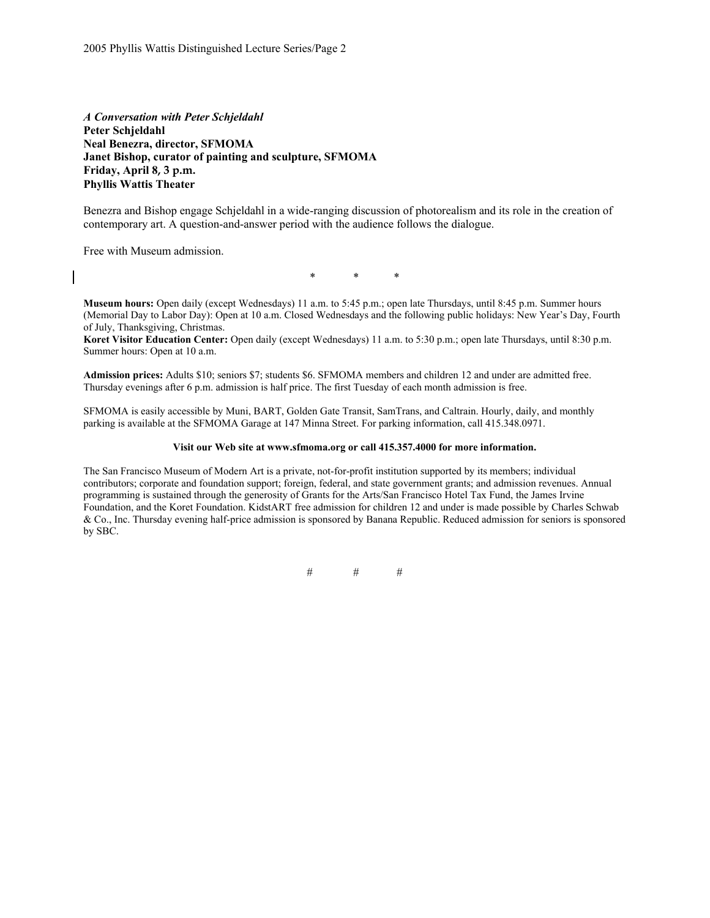***A Conversation with Peter Schjeldahl***
**Peter Schjeldahl**
**Neal Benezra, director, SFMOMA**
**Janet Bishop, curator of painting and sculpture, SFMOMA**
**Friday, April 8, 3 p.m.**
**Phyllis Wattis Theater**

Benezra and Bishop engage Schjeldahl in a wide-ranging discussion of photorealism and its role in the creation of contemporary art. A question-and-answer period with the audience follows the dialogue.

Free with Museum admission.

\* \* \*

**Museum hours:** Open daily (except Wednesdays) 11 a.m. to 5:45 p.m.; open late Thursdays, until 8:45 p.m. Summer hours (Memorial Day to Labor Day): Open at 10 a.m. Closed Wednesdays and the following public holidays: New Year's Day, Fourth of July, Thanksgiving, Christmas.
**Koret Visitor Education Center:** Open daily (except Wednesdays) 11 a.m. to 5:30 p.m.; open late Thursdays, until 8:30 p.m. Summer hours: Open at 10 a.m.

**Admission prices:** Adults $10; seniors $7; students $6. SFMOMA members and children 12 and under are admitted free. Thursday evenings after 6 p.m. admission is half price. The first Tuesday of each month admission is free.

SFMOMA is easily accessible by Muni, BART, Golden Gate Transit, SamTrans, and Caltrain. Hourly, daily, and monthly parking is available at the SFMOMA Garage at 147 Minna Street. For parking information, call 415.348.0971.

**Visit our Web site at www.sfmoma.org or call 415.357.4000 for more information.**

The San Francisco Museum of Modern Art is a private, not-for-profit institution supported by its members; individual contributors; corporate and foundation support; foreign, federal, and state government grants; and admission revenues. Annual programming is sustained through the generosity of Grants for the Arts/San Francisco Hotel Tax Fund, the James Irvine Foundation, and the Koret Foundation. KidstART free admission for children 12 and under is made possible by Charles Schwab & Co., Inc. Thursday evening half-price admission is sponsored by Banana Republic. Reduced admission for seniors is sponsored by SBC.

\# \# \#